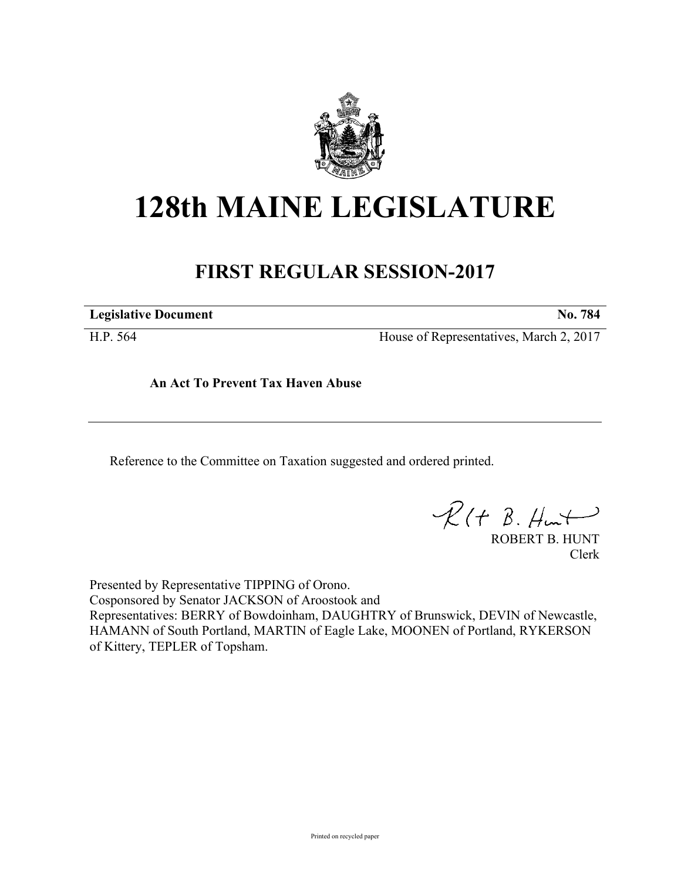# 128th MAINE LEGISLATURE

## FIRST REGULAR SESSION-2017

**Legislative Document** **No. 784**

H.P. 564 House of Representatives, March 2, 2017

**An Act To Prevent Tax Haven Abuse**

---

Reference to the Committee on Taxation suggested and ordered printed.

ROBERT B. HUNT
Clerk

Presented by Representative TIPPING of Orono.
Cosponsored by Senator JACKSON of Aroostook and
Representatives: BERRY of Bowdoinham, DAUGHTRY of Brunswick, DEVIN of Newcastle, HAMANN of South Portland, MARTIN of Eagle Lake, MOONEN of Portland, RYKERSON of Kittery, TEPLER of Topsham.

Printed on recycled paper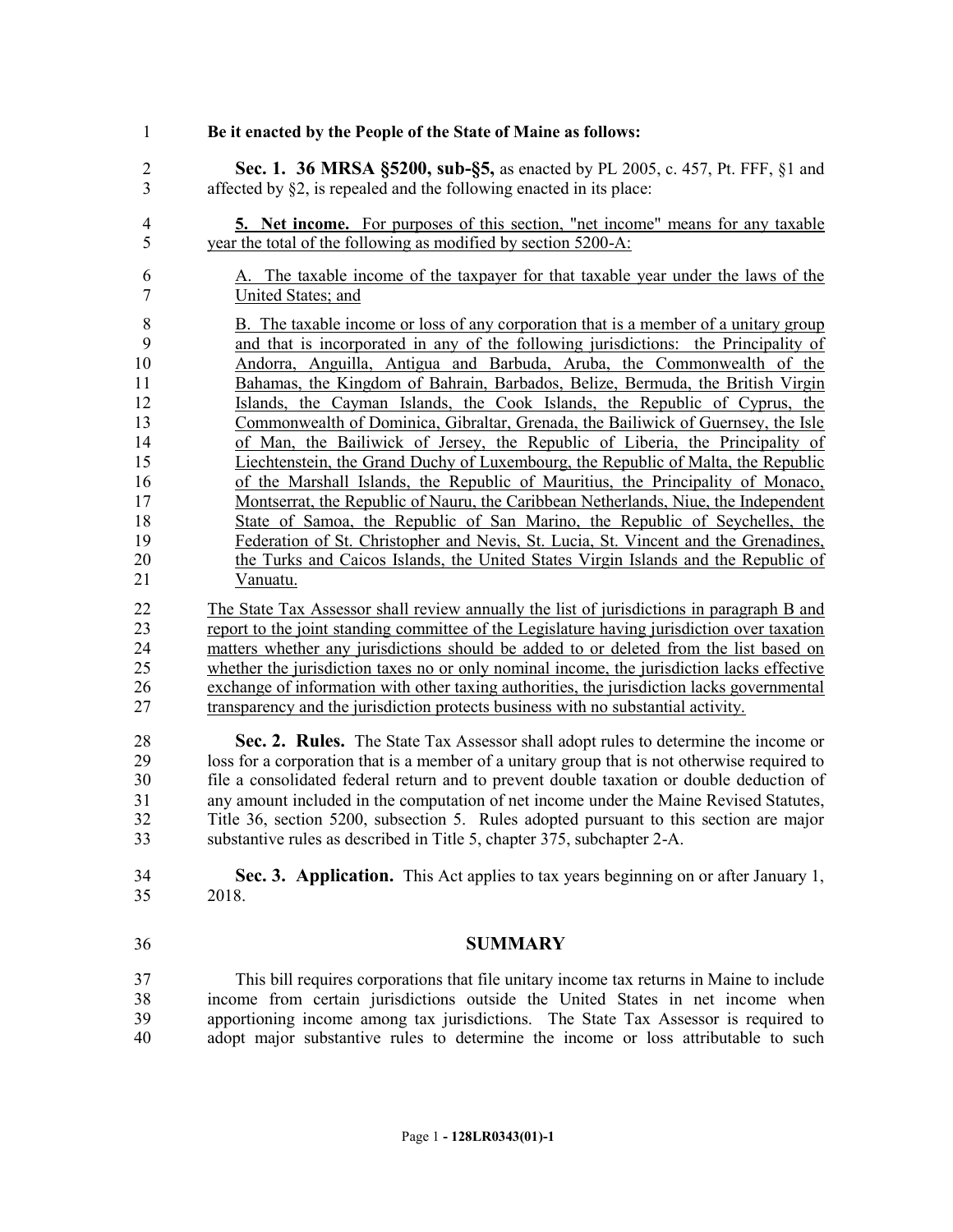**Be it enacted by the People of the State of Maine as follows:**

**Sec. 1. 36 MRSA §5200, sub-§5,** as enacted by PL 2005, c. 457, Pt. FFF, §1 and affected by §2, is repealed and the following enacted in its place:

**5. Net income.** For purposes of this section, "net income" means for any taxable year the total of the following as modified by section 5200-A:

A. The taxable income of the taxpayer for that taxable year under the laws of the United States; and

B. The taxable income or loss of any corporation that is a member of a unitary group and that is incorporated in any of the following jurisdictions: the Principality of Andorra, Anguilla, Antigua and Barbuda, Aruba, the Commonwealth of the Bahamas, the Kingdom of Bahrain, Barbados, Belize, Bermuda, the British Virgin Islands, the Cayman Islands, the Cook Islands, the Republic of Cyprus, the Commonwealth of Dominica, Gibraltar, Grenada, the Bailiwick of Guernsey, the Isle of Man, the Bailiwick of Jersey, the Republic of Liberia, the Principality of Liechtenstein, the Grand Duchy of Luxembourg, the Republic of Malta, the Republic of the Marshall Islands, the Republic of Mauritius, the Principality of Monaco, Montserrat, the Republic of Nauru, the Caribbean Netherlands, Niue, the Independent State of Samoa, the Republic of San Marino, the Republic of Seychelles, the Federation of St. Christopher and Nevis, St. Lucia, St. Vincent and the Grenadines, the Turks and Caicos Islands, the United States Virgin Islands and the Republic of Vanuatu.

The State Tax Assessor shall review annually the list of jurisdictions in paragraph B and report to the joint standing committee of the Legislature having jurisdiction over taxation matters whether any jurisdictions should be added to or deleted from the list based on whether the jurisdiction taxes no or only nominal income, the jurisdiction lacks effective exchange of information with other taxing authorities, the jurisdiction lacks governmental transparency and the jurisdiction protects business with no substantial activity.

**Sec. 2. Rules.** The State Tax Assessor shall adopt rules to determine the income or loss for a corporation that is a member of a unitary group that is not otherwise required to file a consolidated federal return and to prevent double taxation or double deduction of any amount included in the computation of net income under the Maine Revised Statutes, Title 36, section 5200, subsection 5. Rules adopted pursuant to this section are major substantive rules as described in Title 5, chapter 375, subchapter 2-A.

**Sec. 3. Application.** This Act applies to tax years beginning on or after January 1, 2018.

## SUMMARY

This bill requires corporations that file unitary income tax returns in Maine to include income from certain jurisdictions outside the United States in net income when apportioning income among tax jurisdictions. The State Tax Assessor is required to adopt major substantive rules to determine the income or loss attributable to such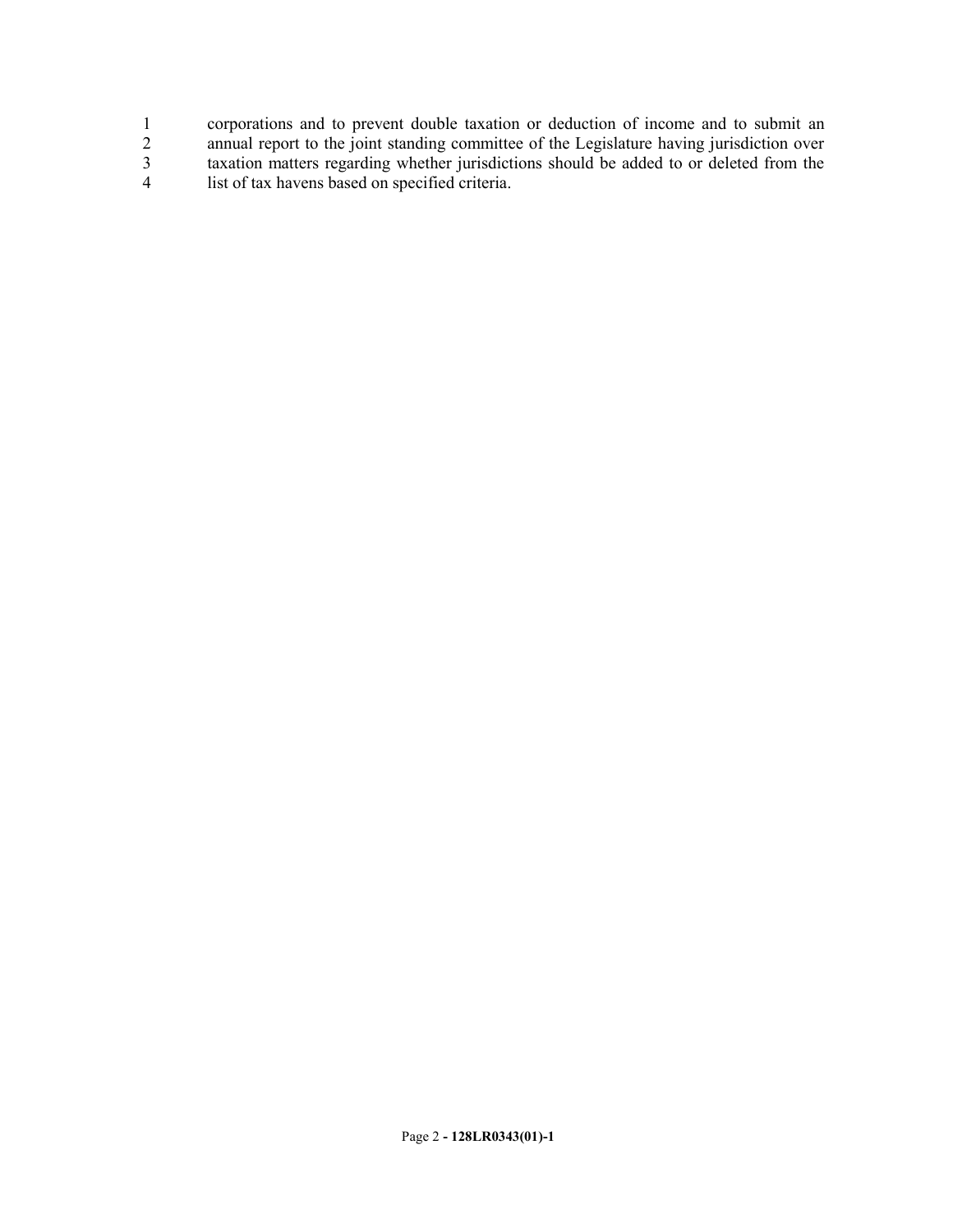corporations and to prevent double taxation or deduction of income and to submit an annual report to the joint standing committee of the Legislature having jurisdiction over taxation matters regarding whether jurisdictions should be added to or deleted from the list of tax havens based on specified criteria.